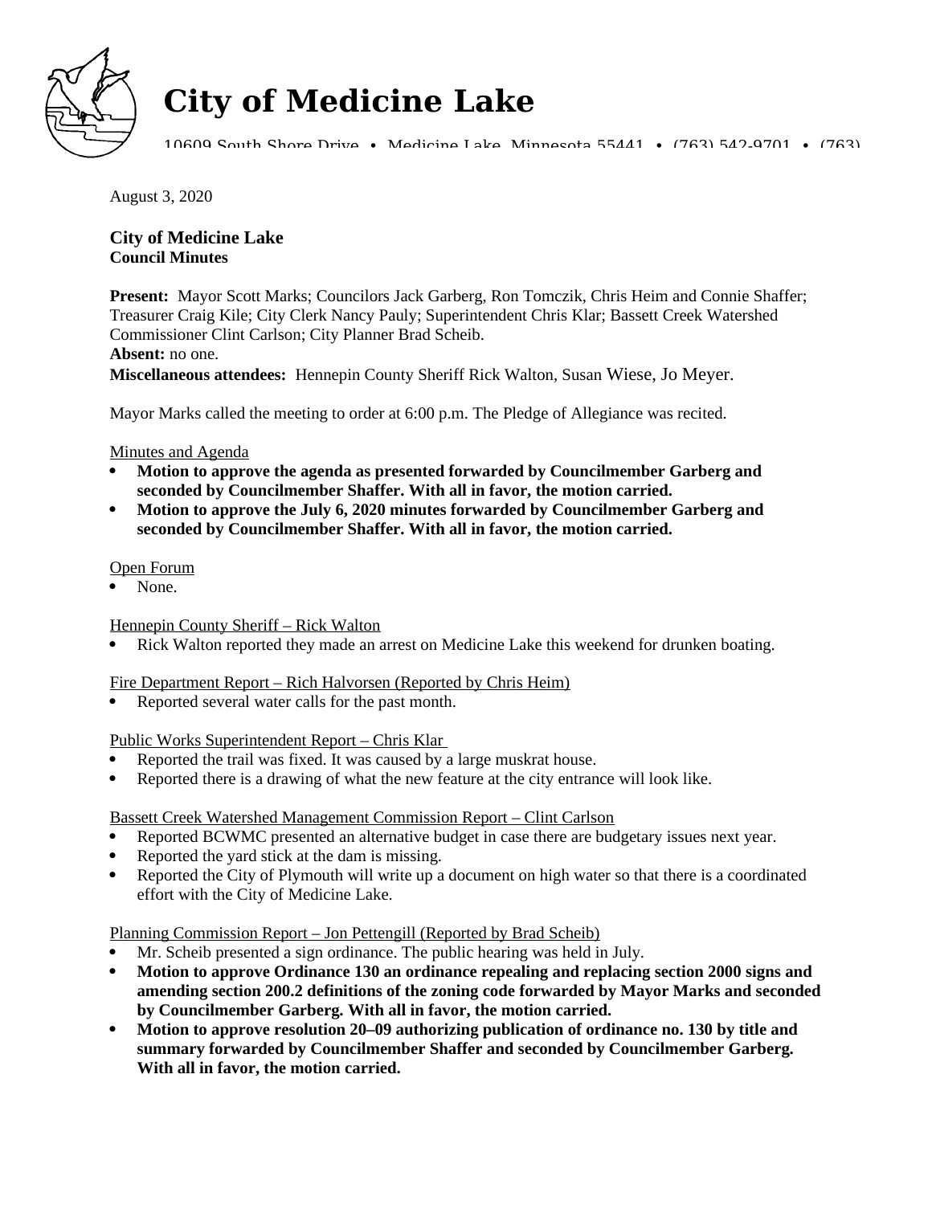# City of Medicine Lake

10609 South Shore Drive • Medicine Lake, Minnesota 55441 • (763) 542-9701 • (763)

August 3, 2020

**City of Medicine Lake**
**Council Minutes**

**Present:** Mayor Scott Marks; Councilors Jack Garberg, Ron Tomczik, Chris Heim and Connie Shaffer; Treasurer Craig Kile; City Clerk Nancy Pauly; Superintendent Chris Klar; Bassett Creek Watershed Commissioner Clint Carlson; City Planner Brad Scheib.
**Absent:** no one.
**Miscellaneous attendees:** Hennepin County Sheriff Rick Walton, Susan Wiese, Jo Meyer.

Mayor Marks called the meeting to order at 6:00 p.m. The Pledge of Allegiance was recited.

Minutes and Agenda

- **Motion to approve the agenda as presented forwarded by Councilmember Garberg and seconded by Councilmember Shaffer. With all in favor, the motion carried.**
- **Motion to approve the July 6, 2020 minutes forwarded by Councilmember Garberg and seconded by Councilmember Shaffer. With all in favor, the motion carried.**

Open Forum

- None.

Hennepin County Sheriff – Rick Walton

- Rick Walton reported they made an arrest on Medicine Lake this weekend for drunken boating.

Fire Department Report – Rich Halvorsen (Reported by Chris Heim)

- Reported several water calls for the past month.

Public Works Superintendent Report – Chris Klar

- Reported the trail was fixed. It was caused by a large muskrat house.
- Reported there is a drawing of what the new feature at the city entrance will look like.

Bassett Creek Watershed Management Commission Report – Clint Carlson

- Reported BCWMC presented an alternative budget in case there are budgetary issues next year.
- Reported the yard stick at the dam is missing.
- Reported the City of Plymouth will write up a document on high water so that there is a coordinated effort with the City of Medicine Lake.

Planning Commission Report – Jon Pettengill (Reported by Brad Scheib)

- Mr. Scheib presented a sign ordinance. The public hearing was held in July.
- **Motion to approve Ordinance 130 an ordinance repealing and replacing section 2000 signs and amending section 200.2 definitions of the zoning code forwarded by Mayor Marks and seconded by Councilmember Garberg. With all in favor, the motion carried.**
- **Motion to approve resolution 20–09 authorizing publication of ordinance no. 130 by title and summary forwarded by Councilmember Shaffer and seconded by Councilmember Garberg. With all in favor, the motion carried.**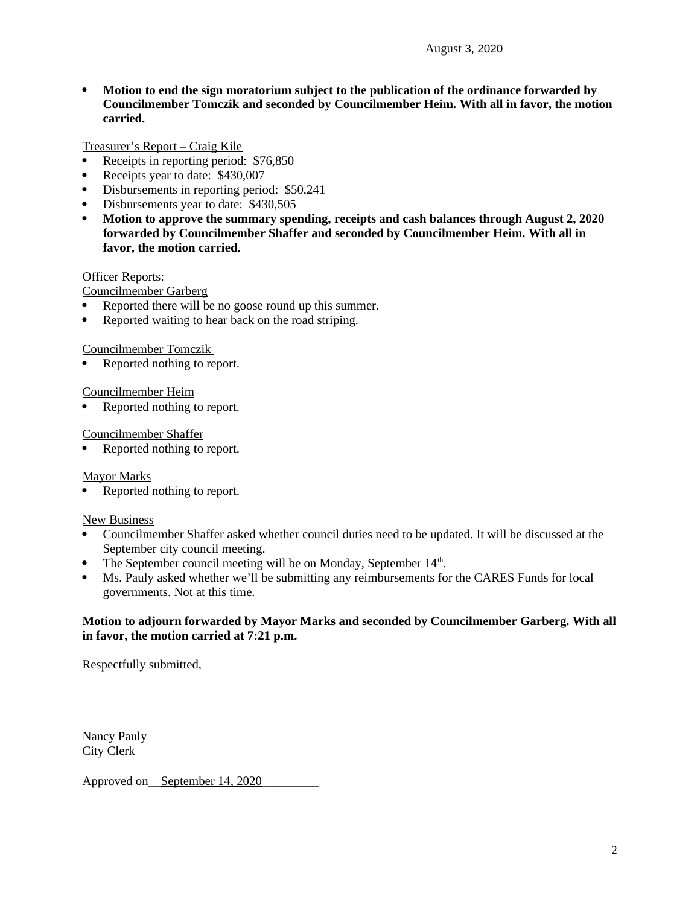- **Motion to end the sign moratorium subject to the publication of the ordinance forwarded by Councilmember Tomczik and seconded by Councilmember Heim. With all in favor, the motion carried.**

Treasurer's Report – Craig Kile

- Receipts in reporting period: $76,850
- Receipts year to date: $430,007
- Disbursements in reporting period: $50,241
- Disbursements year to date: $430,505
- **Motion to approve the summary spending, receipts and cash balances through August 2, 2020 forwarded by Councilmember Shaffer and seconded by Councilmember Heim. With all in favor, the motion carried.**

Officer Reports:

Councilmember Garberg

- Reported there will be no goose round up this summer.
- Reported waiting to hear back on the road striping.

Councilmember Tomczik

- Reported nothing to report.

Councilmember Heim

- Reported nothing to report.

Councilmember Shaffer

- Reported nothing to report.

Mayor Marks

- Reported nothing to report.

New Business

- Councilmember Shaffer asked whether council duties need to be updated. It will be discussed at the September city council meeting.
- The September council meeting will be on Monday, September 14th.
- Ms. Pauly asked whether we'll be submitting any reimbursements for the CARES Funds for local governments. Not at this time.

**Motion to adjourn forwarded by Mayor Marks and seconded by Councilmember Garberg. With all in favor, the motion carried at 7:21 p.m.**

Respectfully submitted,

Nancy Pauly
City Clerk

Approved on__September 14, 2020_________